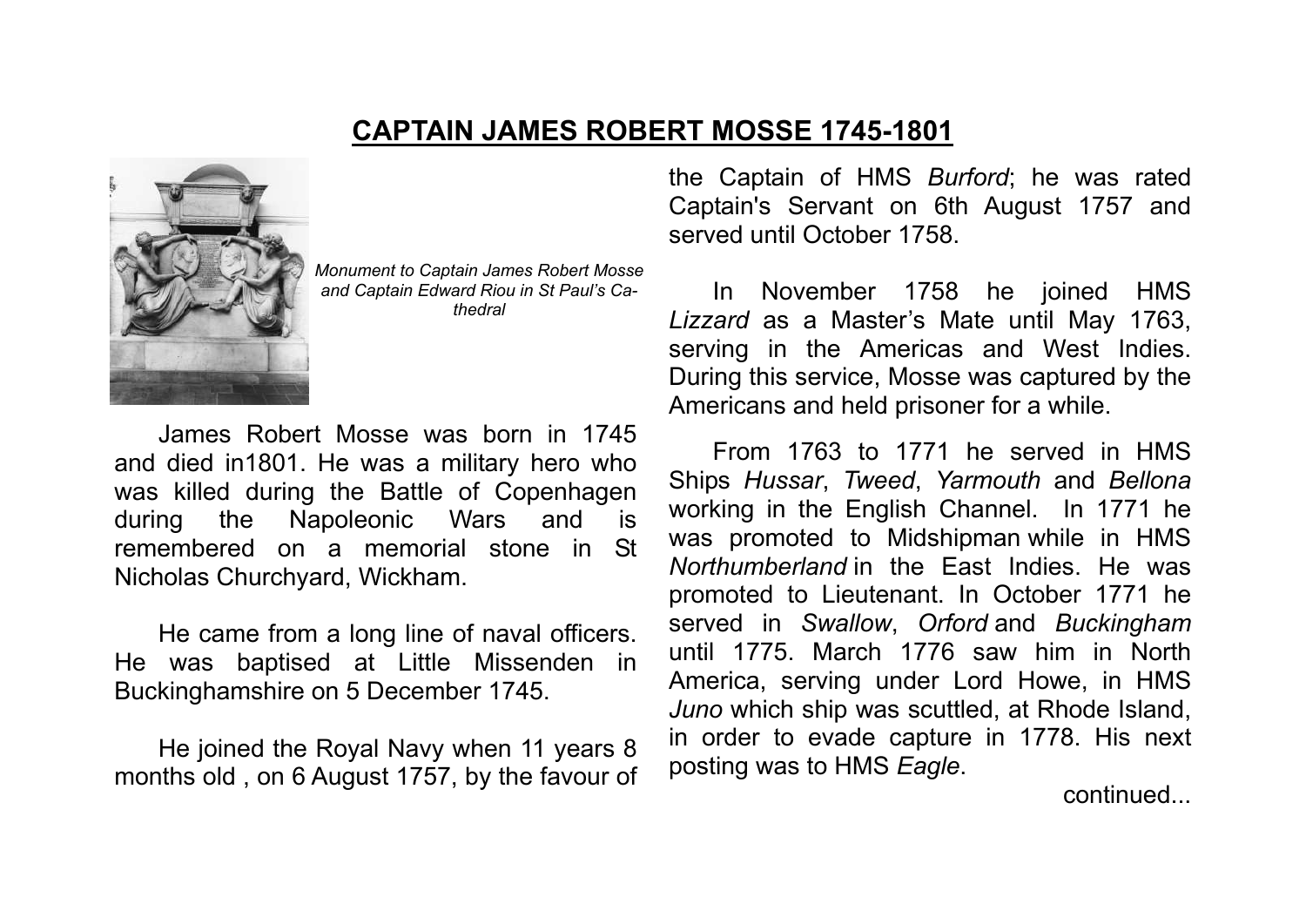# CAPTAIN JAMES ROBERT MOSSE 1745-1801

*Monument to Captain James Robert Mosse and Captain Edward Riou in St Paul's Cathedral*

James Robert Mosse was born in 1745 and died in1801. He was a military hero who was killed during the Battle of Copenhagen during the Napoleonic Wars and is remembered on a memorial stone in St Nicholas Churchyard, Wickham.

He came from a long line of naval officers. He was baptised at Little Missenden in Buckinghamshire on 5 December 1745.

He joined the Royal Navy when 11 years 8 months old , on 6 August 1757, by the favour of the Captain of HMS *Burford*; he was rated Captain's Servant on 6th August 1757 and served until October 1758.

In November 1758 he joined HMS *Lizzard* as a Master's Mate until May 1763, serving in the Americas and West Indies. During this service, Mosse was captured by the Americans and held prisoner for a while.

From 1763 to 1771 he served in HMS Ships *Hussar*, *Tweed*, *Yarmouth* and *Bellona* working in the English Channel. In 1771 he was promoted to Midshipman while in HMS *Northumberland* in the East Indies. He was promoted to Lieutenant. In October 1771 he served in *Swallow*, *Orford* and *Buckingham* until 1775. March 1776 saw him in North America, serving under Lord Howe, in HMS *Juno* which ship was scuttled, at Rhode Island, in order to evade capture in 1778. His next posting was to HMS *Eagle*.

continued...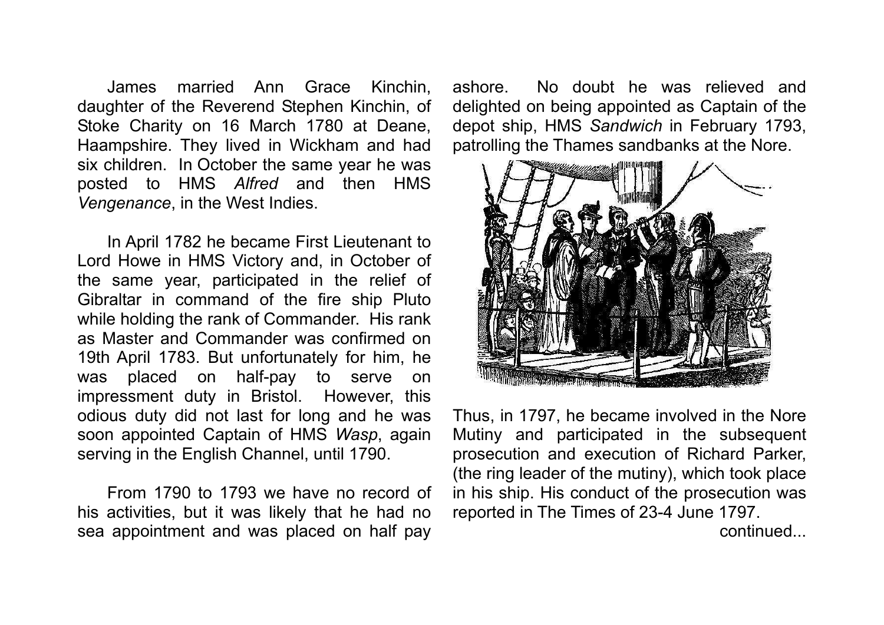James married Ann Grace Kinchin, daughter of the Reverend Stephen Kinchin, of Stoke Charity on 16 March 1780 at Deane, Haampshire. They lived in Wickham and had six children. In October the same year he was posted to HMS *Alfred* and then HMS *Vengenance*, in the West Indies.

In April 1782 he became First Lieutenant to Lord Howe in HMS Victory and, in October of the same year, participated in the relief of Gibraltar in command of the fire ship Pluto while holding the rank of Commander. His rank as Master and Commander was confirmed on 19th April 1783. But unfortunately for him, he was placed on half-pay to serve on impressment duty in Bristol. However, this odious duty did not last for long and he was soon appointed Captain of HMS *Wasp*, again serving in the English Channel, until 1790.

From 1790 to 1793 we have no record of his activities, but it was likely that he had no sea appointment and was placed on half pay ashore. No doubt he was relieved and delighted on being appointed as Captain of the depot ship, HMS *Sandwich* in February 1793, patrolling the Thames sandbanks at the Nore.

Thus, in 1797, he became involved in the Nore Mutiny and participated in the subsequent prosecution and execution of Richard Parker, (the ring leader of the mutiny), which took place in his ship. His conduct of the prosecution was reported in The Times of 23-4 June 1797.

continued...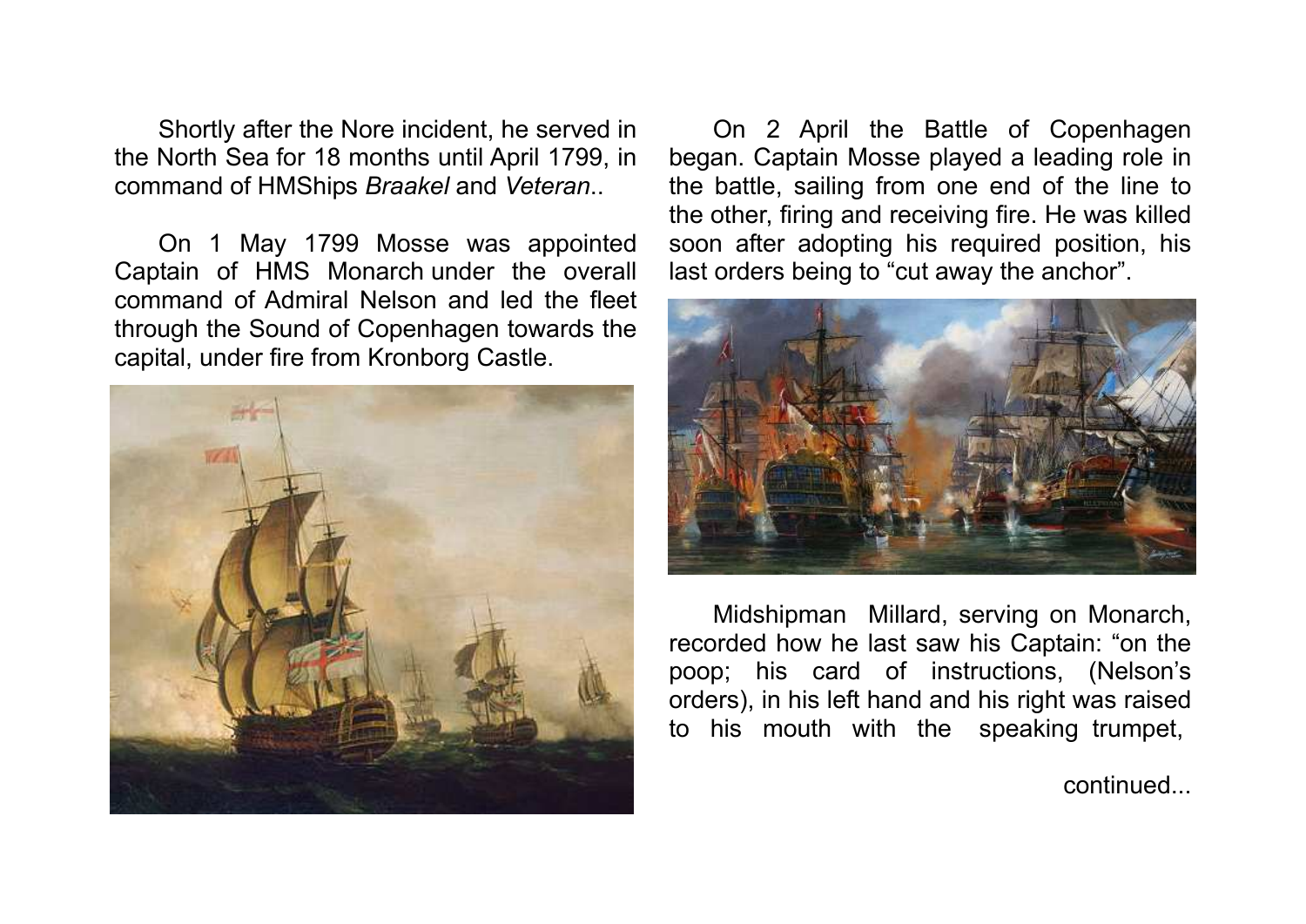Shortly after the Nore incident, he served in the North Sea for 18 months until April 1799, in command of HMShips *Braakel* and *Veteran*..

On 1 May 1799 Mosse was appointed Captain of HMS Monarch under the overall command of Admiral Nelson and led the fleet through the Sound of Copenhagen towards the capital, under fire from Kronborg Castle.

On 2 April the Battle of Copenhagen began. Captain Mosse played a leading role in the battle, sailing from one end of the line to the other, firing and receiving fire. He was killed soon after adopting his required position, his last orders being to "cut away the anchor".

Midshipman Millard, serving on Monarch, recorded how he last saw his Captain: "on the poop; his card of instructions, (Nelson's orders), in his left hand and his right was raised to his mouth with the speaking trumpet,

continued...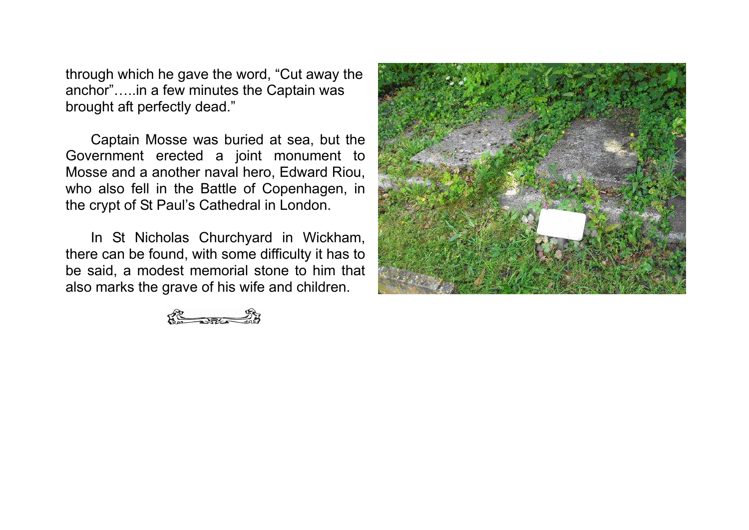through which he gave the word, "Cut away the anchor"…..in a few minutes the Captain was brought aft perfectly dead."

Captain Mosse was buried at sea, but the Government erected a joint monument to Mosse and a another naval hero, Edward Riou, who also fell in the Battle of Copenhagen, in the crypt of St Paul's Cathedral in London.

In St Nicholas Churchyard in Wickham, there can be found, with some difficulty it has to be said, a modest memorial stone to him that also marks the grave of his wife and children.